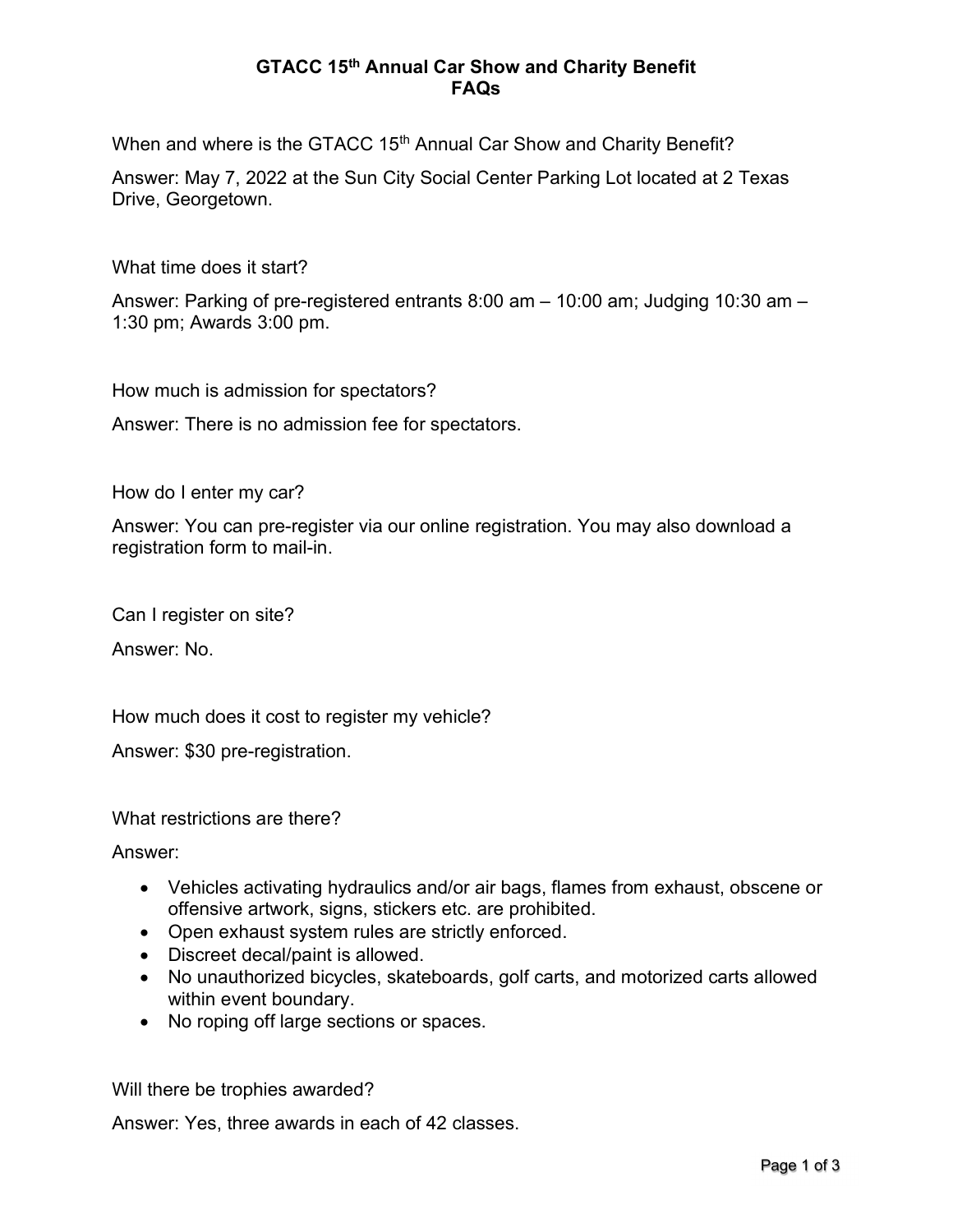# GTACC 15th Annual Car Show and Charity Benefit
# FAQs

When and where is the GTACC 15th Annual Car Show and Charity Benefit?

Answer: May 7, 2022 at the Sun City Social Center Parking Lot located at 2 Texas Drive, Georgetown.

What time does it start?

Answer: Parking of pre-registered entrants 8:00 am – 10:00 am; Judging 10:30 am – 1:30 pm; Awards 3:00 pm.

How much is admission for spectators?

Answer: There is no admission fee for spectators.

How do I enter my car?

Answer: You can pre-register via our online registration. You may also download a registration form to mail-in.

Can I register on site?

Answer: No.

How much does it cost to register my vehicle?

Answer: $30 pre-registration.

What restrictions are there?

Answer:

- Vehicles activating hydraulics and/or air bags, flames from exhaust, obscene or offensive artwork, signs, stickers etc. are prohibited.
- Open exhaust system rules are strictly enforced.
- Discreet decal/paint is allowed.
- No unauthorized bicycles, skateboards, golf carts, and motorized carts allowed within event boundary.
- No roping off large sections or spaces.

Will there be trophies awarded?

Answer: Yes, three awards in each of 42 classes.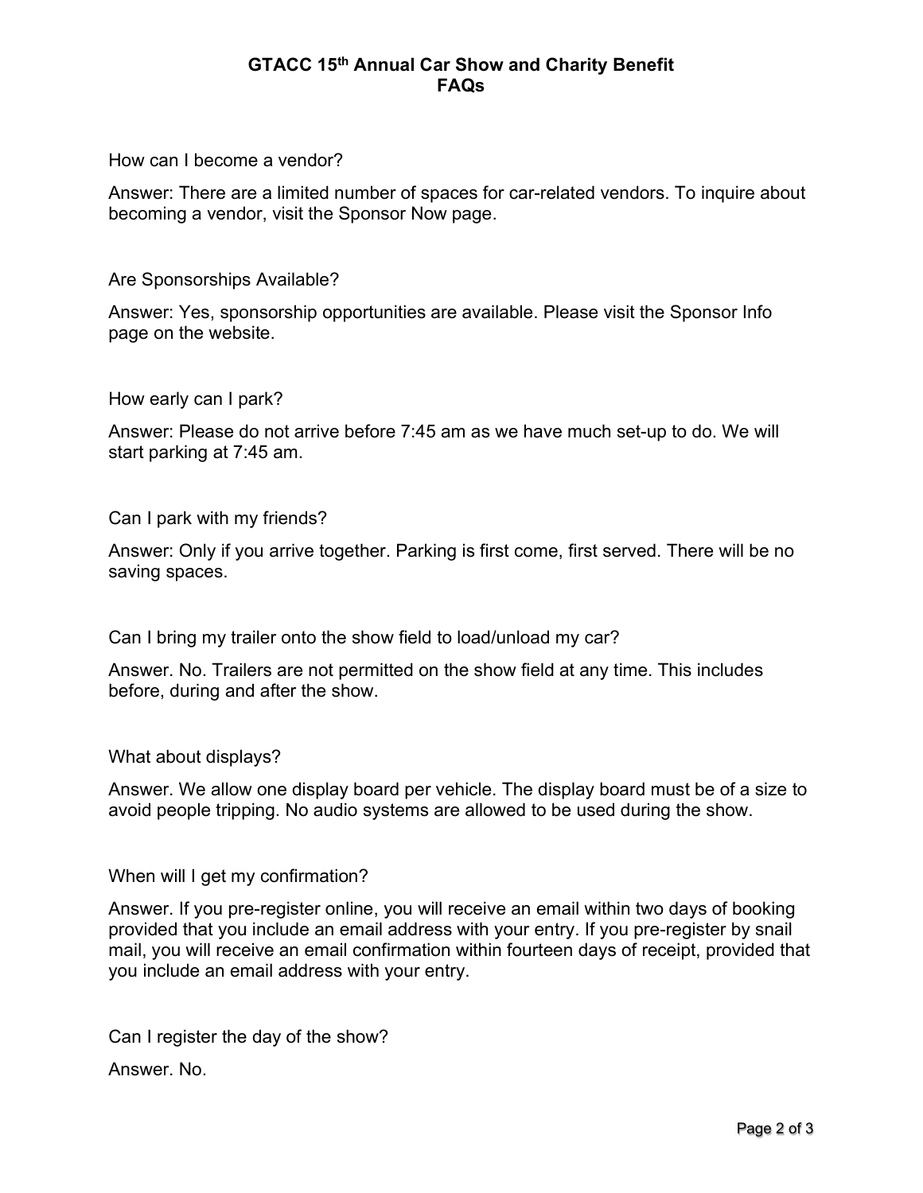# GTACC 15th Annual Car Show and Charity Benefit
## FAQs

How can I become a vendor?

Answer: There are a limited number of spaces for car-related vendors. To inquire about becoming a vendor, visit the Sponsor Now page.

Are Sponsorships Available?

Answer: Yes, sponsorship opportunities are available. Please visit the Sponsor Info page on the website.

How early can I park?

Answer: Please do not arrive before 7:45 am as we have much set-up to do. We will start parking at 7:45 am.

Can I park with my friends?

Answer: Only if you arrive together. Parking is first come, first served. There will be no saving spaces.

Can I bring my trailer onto the show field to load/unload my car?

Answer. No. Trailers are not permitted on the show field at any time. This includes before, during and after the show.

What about displays?

Answer. We allow one display board per vehicle. The display board must be of a size to avoid people tripping. No audio systems are allowed to be used during the show.

When will I get my confirmation?

Answer. If you pre-register online, you will receive an email within two days of booking provided that you include an email address with your entry. If you pre-register by snail mail, you will receive an email confirmation within fourteen days of receipt, provided that you include an email address with your entry.

Can I register the day of the show?

Answer. No.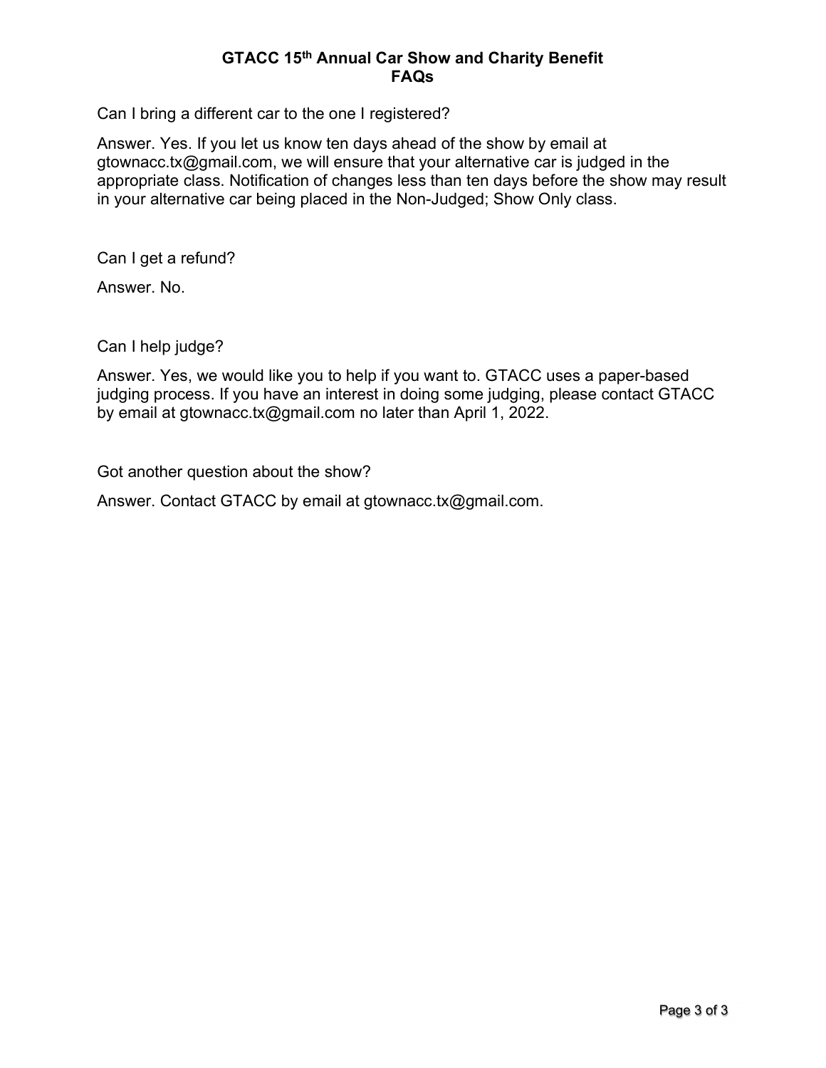## GTACC 15th Annual Car Show and Charity Benefit
## FAQs

Can I bring a different car to the one I registered?

Answer. Yes. If you let us know ten days ahead of the show by email at gtownacc.tx@gmail.com, we will ensure that your alternative car is judged in the appropriate class. Notification of changes less than ten days before the show may result in your alternative car being placed in the Non-Judged; Show Only class.

Can I get a refund?

Answer. No.

Can I help judge?

Answer. Yes, we would like you to help if you want to. GTACC uses a paper-based judging process. If you have an interest in doing some judging, please contact GTACC by email at gtownacc.tx@gmail.com no later than April 1, 2022.

Got another question about the show?

Answer. Contact GTACC by email at gtownacc.tx@gmail.com.